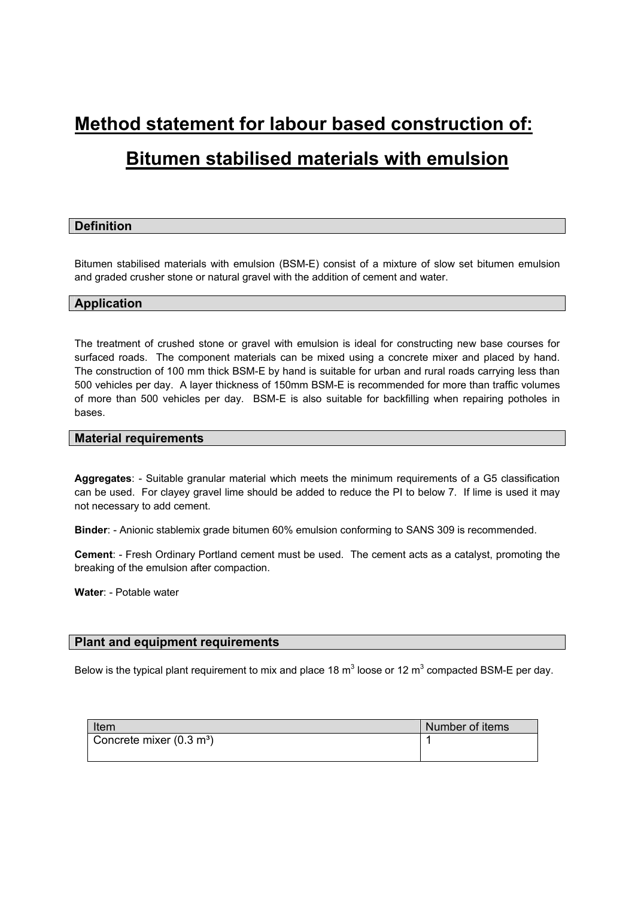# Method statement for labour based construction of:

# Bitumen stabilised materials with emulsion

## Definition

Bitumen stabilised materials with emulsion (BSM-E) consist of a mixture of slow set bitumen emulsion and graded crusher stone or natural gravel with the addition of cement and water.

## Application

The treatment of crushed stone or gravel with emulsion is ideal for constructing new base courses for surfaced roads. The component materials can be mixed using a concrete mixer and placed by hand. The construction of 100 mm thick BSM-E by hand is suitable for urban and rural roads carrying less than 500 vehicles per day. A layer thickness of 150mm BSM-E is recommended for more than traffic volumes of more than 500 vehicles per day. BSM-E is also suitable for backfilling when repairing potholes in bases.

## Material requirements

**Aggregates**: - Suitable granular material which meets the minimum requirements of a G5 classification can be used. For clayey gravel lime should be added to reduce the PI to below 7. If lime is used it may not necessary to add cement.

**Binder**: - Anionic stablemix grade bitumen 60% emulsion conforming to SANS 309 is recommended.

**Cement**: - Fresh Ordinary Portland cement must be used. The cement acts as a catalyst, promoting the breaking of the emulsion after compaction.

**Water**: - Potable water

## Plant and equipment requirements

Below is the typical plant requirement to mix and place 18 $m^3$ loose or 12 $m^3$ compacted BSM-E per day.

| Item | Number of items |
| --- | --- |
| Concrete mixer (0.3 $m^3$) | 1 |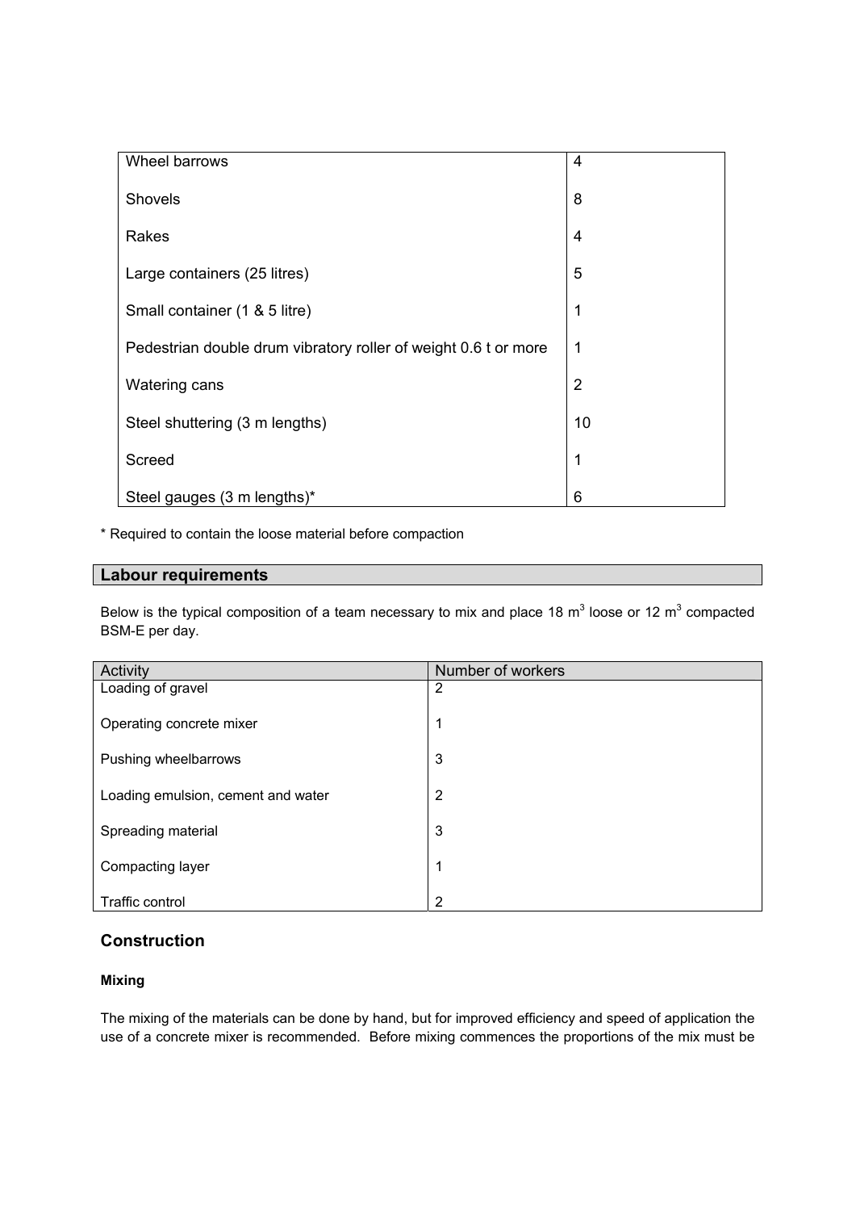| | |
|---|---|
| Wheel barrows | 4 |
| Shovels | 8 |
| Rakes | 4 |
| Large containers (25 litres) | 5 |
| Small container (1 & 5 litre) | 1 |
| Pedestrian double drum vibratory roller of weight 0.6 t or more | 1 |
| Watering cans | 2 |
| Steel shuttering (3 m lengths) | 10 |
| Screed | 1 |
| Steel gauges (3 m lengths)* | 6 |

* Required to contain the loose material before compaction

## Labour requirements

Below is the typical composition of a team necessary to mix and place 18 $m^3$ loose or 12 $m^3$ compacted BSM-E per day.

| Activity | Number of workers |
|---|---|
| Loading of gravel | 2 |
| Operating concrete mixer | 1 |
| Pushing wheelbarrows | 3 |
| Loading emulsion, cement and water | 2 |
| Spreading material | 3 |
| Compacting layer | 1 |
| Traffic control | 2 |

## Construction

### Mixing

The mixing of the materials can be done by hand, but for improved efficiency and speed of application the use of a concrete mixer is recommended. Before mixing commences the proportions of the mix must be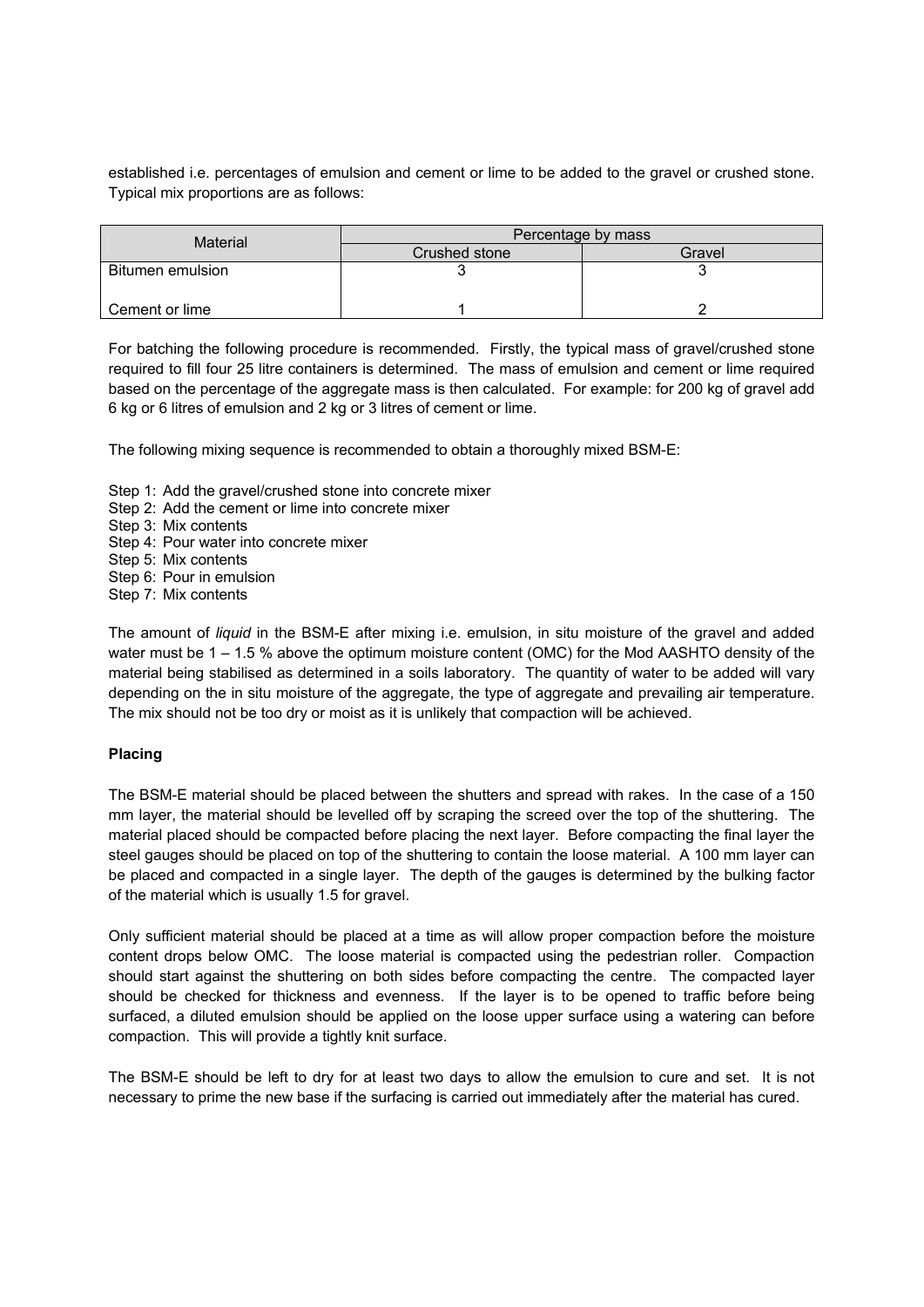established i.e. percentages of emulsion and cement or lime to be added to the gravel or crushed stone. Typical mix proportions are as follows:

| Material | Percentage by mass | |
|---|---|---|
| | Crushed stone | Gravel |
| Bitumen emulsion | 3 | 3 |
| Cement or lime | 1 | 2 |

For batching the following procedure is recommended. Firstly, the typical mass of gravel/crushed stone required to fill four 25 litre containers is determined. The mass of emulsion and cement or lime required based on the percentage of the aggregate mass is then calculated. For example: for 200 kg of gravel add 6 kg or 6 litres of emulsion and 2 kg or 3 litres of cement or lime.

The following mixing sequence is recommended to obtain a thoroughly mixed BSM-E:

Step 1: Add the gravel/crushed stone into concrete mixer
Step 2: Add the cement or lime into concrete mixer
Step 3: Mix contents
Step 4: Pour water into concrete mixer
Step 5: Mix contents
Step 6: Pour in emulsion
Step 7: Mix contents

The amount of *liquid* in the BSM-E after mixing i.e. emulsion, in situ moisture of the gravel and added water must be 1 – 1.5 % above the optimum moisture content (OMC) for the Mod AASHTO density of the material being stabilised as determined in a soils laboratory. The quantity of water to be added will vary depending on the in situ moisture of the aggregate, the type of aggregate and prevailing air temperature. The mix should not be too dry or moist as it is unlikely that compaction will be achieved.

**Placing**

The BSM-E material should be placed between the shutters and spread with rakes. In the case of a 150 mm layer, the material should be levelled off by scraping the screed over the top of the shuttering. The material placed should be compacted before placing the next layer. Before compacting the final layer the steel gauges should be placed on top of the shuttering to contain the loose material. A 100 mm layer can be placed and compacted in a single layer. The depth of the gauges is determined by the bulking factor of the material which is usually 1.5 for gravel.

Only sufficient material should be placed at a time as will allow proper compaction before the moisture content drops below OMC. The loose material is compacted using the pedestrian roller. Compaction should start against the shuttering on both sides before compacting the centre. The compacted layer should be checked for thickness and evenness. If the layer is to be opened to traffic before being surfaced, a diluted emulsion should be applied on the loose upper surface using a watering can before compaction. This will provide a tightly knit surface.

The BSM-E should be left to dry for at least two days to allow the emulsion to cure and set. It is not necessary to prime the new base if the surfacing is carried out immediately after the material has cured.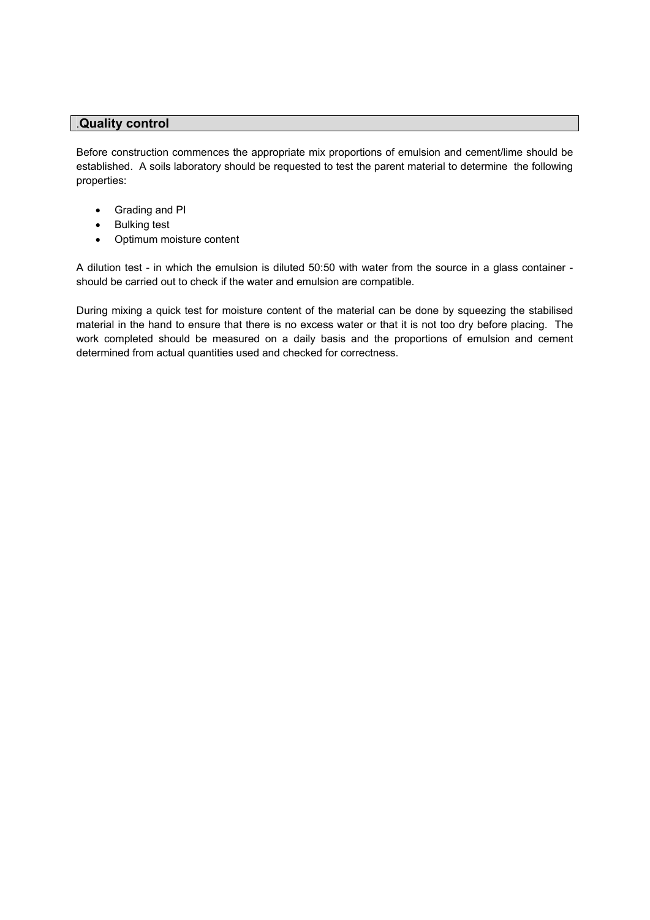## .Quality control

Before construction commences the appropriate mix proportions of emulsion and cement/lime should be established. A soils laboratory should be requested to test the parent material to determine the following properties:

- Grading and PI
- Bulking test
- Optimum moisture content

A dilution test - in which the emulsion is diluted 50:50 with water from the source in a glass container - should be carried out to check if the water and emulsion are compatible.

During mixing a quick test for moisture content of the material can be done by squeezing the stabilised material in the hand to ensure that there is no excess water or that it is not too dry before placing. The work completed should be measured on a daily basis and the proportions of emulsion and cement determined from actual quantities used and checked for correctness.